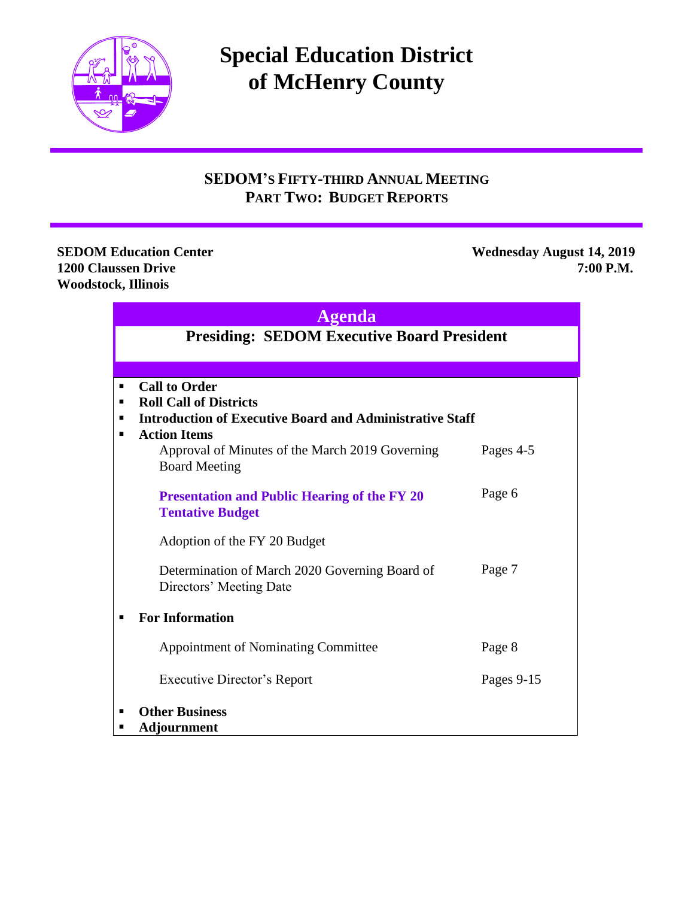# Special Education District of McHenry County

## SEDOM'S FIFTY-THIRD ANNUAL MEETING
## PART TWO: BUDGET REPORTS

**SEDOM Education Center**
**1200 Claussen Drive**
**Woodstock, Illinois**

**Wednesday August 14, 2019**
**7:00 P.M.**

## Agenda

### Presiding: SEDOM Executive Board President

- **Call to Order**
- **Roll Call of Districts**
- **Introduction of Executive Board and Administrative Staff**
- **Action Items**

| | |
|---|---|
| Approval of Minutes of the March 2019 Governing Board Meeting | Pages 4-5 |
| **Presentation and Public Hearing of the FY 20 Tentative Budget** | Page 6 |
| Adoption of the FY 20 Budget | |
| Determination of March 2020 Governing Board of Directors' Meeting Date | Page 7 |

- **For Information**

| | |
|---|---|
| Appointment of Nominating Committee | Page 8 |
| Executive Director's Report | Pages 9-15 |

- **Other Business**
- **Adjournment**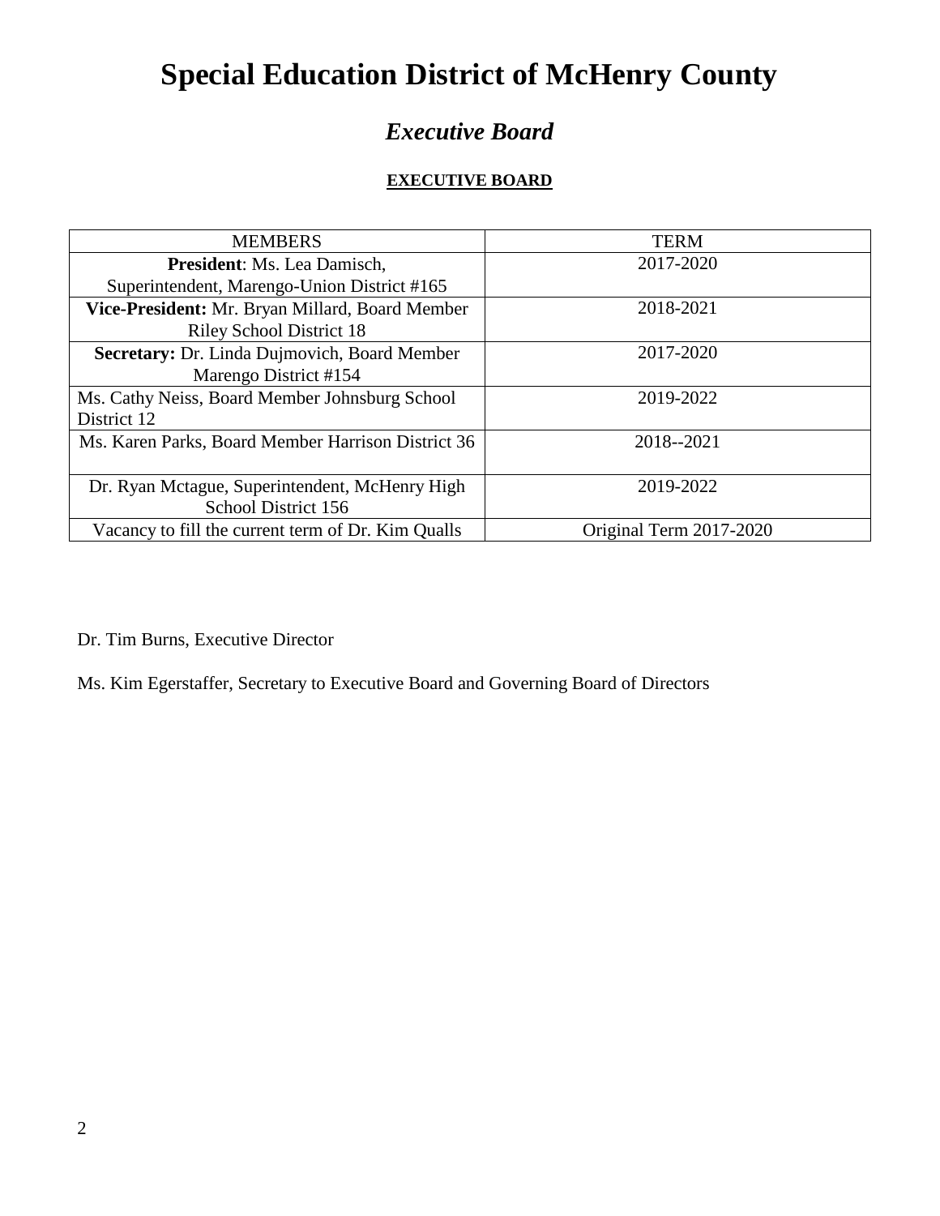# Special Education District of McHenry County

## *Executive Board*

### EXECUTIVE BOARD

| MEMBERS | TERM |
|---|---|
| **President**: Ms. Lea Damisch, Superintendent, Marengo-Union District #165 | 2017-2020 |
| **Vice-President:** Mr. Bryan Millard, Board Member Riley School District 18 | 2018-2021 |
| **Secretary:** Dr. Linda Dujmovich, Board Member Marengo District #154 | 2017-2020 |
| Ms. Cathy Neiss, Board Member Johnsburg School District 12 | 2019-2022 |
| Ms. Karen Parks, Board Member Harrison District 36 | 2018--2021 |
| Dr. Ryan Mctague, Superintendent, McHenry High School District 156 | 2019-2022 |
| Vacancy to fill the current term of Dr. Kim Qualls | Original Term 2017-2020 |

Dr. Tim Burns, Executive Director

Ms. Kim Egerstaffer, Secretary to Executive Board and Governing Board of Directors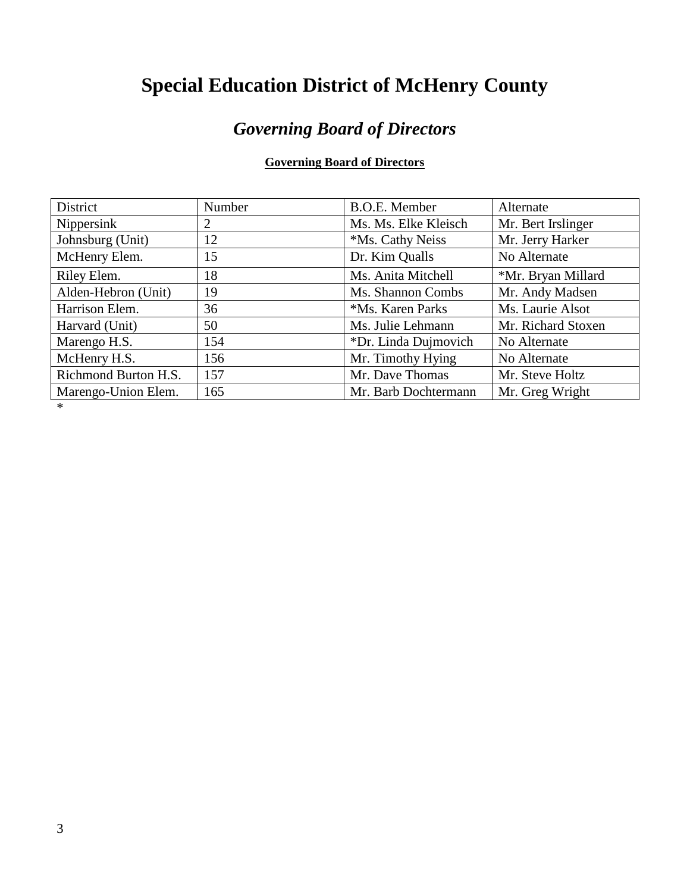# Special Education District of McHenry County

## *Governing Board of Directors*

**Governing Board of Directors**

| District | Number | B.O.E. Member | Alternate |
|---|---|---|---|
| Nippersink | 2 | Ms. Ms. Elke Kleisch | Mr. Bert Irslinger |
| Johnsburg (Unit) | 12 | *Ms. Cathy Neiss | Mr. Jerry Harker |
| McHenry Elem. | 15 | Dr. Kim Qualls | No Alternate |
| Riley Elem. | 18 | Ms. Anita Mitchell | *Mr. Bryan Millard |
| Alden-Hebron (Unit) | 19 | Ms. Shannon Combs | Mr. Andy Madsen |
| Harrison Elem. | 36 | *Ms. Karen Parks | Ms. Laurie Alsot |
| Harvard (Unit) | 50 | Ms. Julie Lehmann | Mr. Richard Stoxen |
| Marengo H.S. | 154 | *Dr. Linda Dujmovich | No Alternate |
| McHenry H.S. | 156 | Mr. Timothy Hying | No Alternate |
| Richmond Burton H.S. | 157 | Mr. Dave Thomas | Mr. Steve Holtz |
| Marengo-Union Elem. | 165 | Mr. Barb Dochtermann | Mr. Greg Wright |

*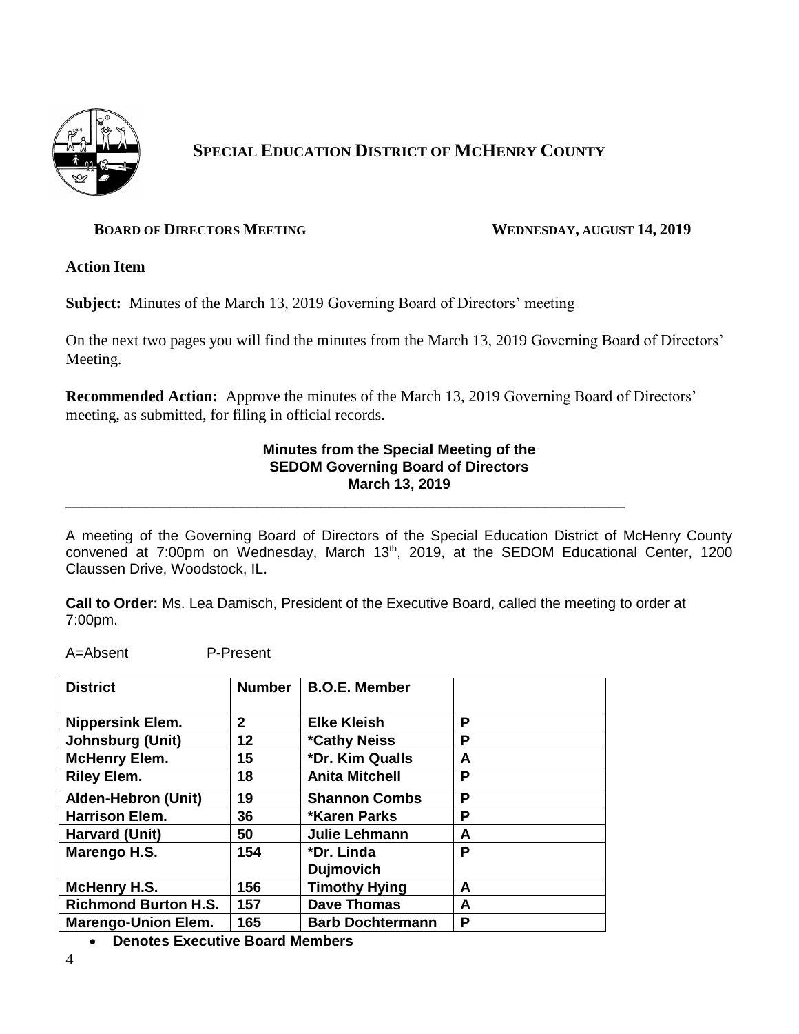# SPECIAL EDUCATION DISTRICT OF MCHENRY COUNTY

**BOARD OF DIRECTORS MEETING** **WEDNESDAY, AUGUST 14, 2019**

**Action Item**

**Subject:** Minutes of the March 13, 2019 Governing Board of Directors' meeting

On the next two pages you will find the minutes from the March 13, 2019 Governing Board of Directors' Meeting.

**Recommended Action:** Approve the minutes of the March 13, 2019 Governing Board of Directors' meeting, as submitted, for filing in official records.

**Minutes from the Special Meeting of the**
**SEDOM Governing Board of Directors**
**March 13, 2019**

---

A meeting of the Governing Board of Directors of the Special Education District of McHenry County convened at 7:00pm on Wednesday, March 13th, 2019, at the SEDOM Educational Center, 1200 Claussen Drive, Woodstock, IL.

**Call to Order:** Ms. Lea Damisch, President of the Executive Board, called the meeting to order at 7:00pm.

A=Absent P-Present

| District | Number | B.O.E. Member | |
|---|---|---|---|
| Nippersink Elem. | 2 | Elke Kleish | P |
| Johnsburg (Unit) | 12 | *Cathy Neiss | P |
| McHenry Elem. | 15 | *Dr. Kim Qualls | A |
| Riley Elem. | 18 | Anita Mitchell | P |
| Alden-Hebron (Unit) | 19 | Shannon Combs | P |
| Harrison Elem. | 36 | *Karen Parks | P |
| Harvard (Unit) | 50 | Julie Lehmann | A |
| Marengo H.S. | 154 | *Dr. Linda Dujmovich | P |
| McHenry H.S. | 156 | Timothy Hying | A |
| Richmond Burton H.S. | 157 | Dave Thomas | A |
| Marengo-Union Elem. | 165 | Barb Dochtermann | P |

- **Denotes Executive Board Members**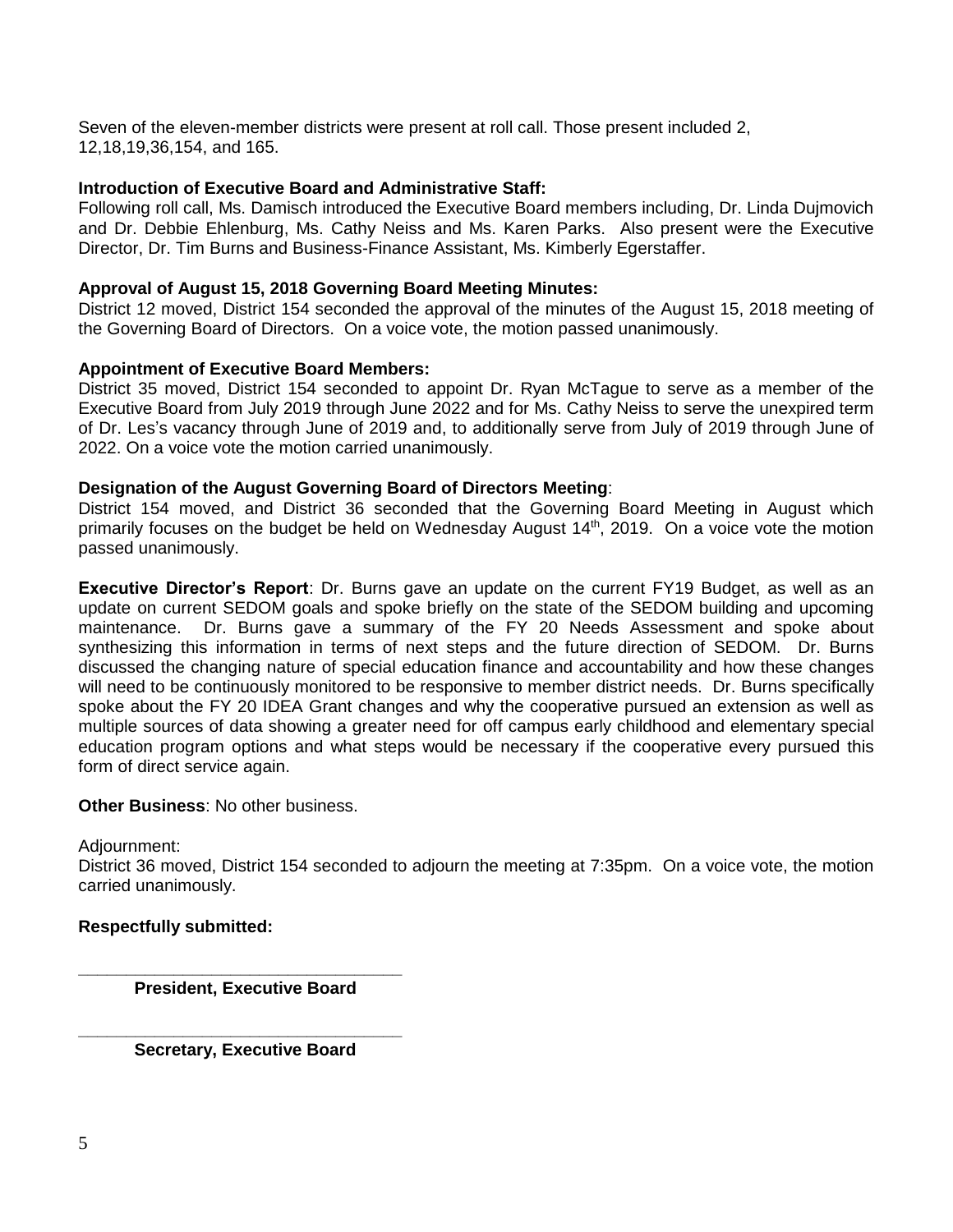Seven of the eleven-member districts were present at roll call. Those present included 2, 12,18,19,36,154, and 165.

**Introduction of Executive Board and Administrative Staff:**
Following roll call, Ms. Damisch introduced the Executive Board members including, Dr. Linda Dujmovich and Dr. Debbie Ehlenburg, Ms. Cathy Neiss and Ms. Karen Parks. Also present were the Executive Director, Dr. Tim Burns and Business-Finance Assistant, Ms. Kimberly Egerstaffer.

**Approval of August 15, 2018 Governing Board Meeting Minutes:**
District 12 moved, District 154 seconded the approval of the minutes of the August 15, 2018 meeting of the Governing Board of Directors. On a voice vote, the motion passed unanimously.

**Appointment of Executive Board Members:**
District 35 moved, District 154 seconded to appoint Dr. Ryan McTague to serve as a member of the Executive Board from July 2019 through June 2022 and for Ms. Cathy Neiss to serve the unexpired term of Dr. Les's vacancy through June of 2019 and, to additionally serve from July of 2019 through June of 2022. On a voice vote the motion carried unanimously.

**Designation of the August Governing Board of Directors Meeting**:
District 154 moved, and District 36 seconded that the Governing Board Meeting in August which primarily focuses on the budget be held on Wednesday August 14th, 2019. On a voice vote the motion passed unanimously.

**Executive Director's Report**: Dr. Burns gave an update on the current FY19 Budget, as well as an update on current SEDOM goals and spoke briefly on the state of the SEDOM building and upcoming maintenance. Dr. Burns gave a summary of the FY 20 Needs Assessment and spoke about synthesizing this information in terms of next steps and the future direction of SEDOM. Dr. Burns discussed the changing nature of special education finance and accountability and how these changes will need to be continuously monitored to be responsive to member district needs. Dr. Burns specifically spoke about the FY 20 IDEA Grant changes and why the cooperative pursued an extension as well as multiple sources of data showing a greater need for off campus early childhood and elementary special education program options and what steps would be necessary if the cooperative every pursued this form of direct service again.

**Other Business**: No other business.

Adjournment:
District 36 moved, District 154 seconded to adjourn the meeting at 7:35pm. On a voice vote, the motion carried unanimously.

**Respectfully submitted:**

\_\_\_\_\_\_\_\_\_\_\_\_\_\_\_\_\_\_\_\_\_\_\_\_\_\_\_\_\_\_\_\_\_\_\_
**President, Executive Board**

\_\_\_\_\_\_\_\_\_\_\_\_\_\_\_\_\_\_\_\_\_\_\_\_\_\_\_\_\_\_\_\_\_\_\_
**Secretary, Executive Board**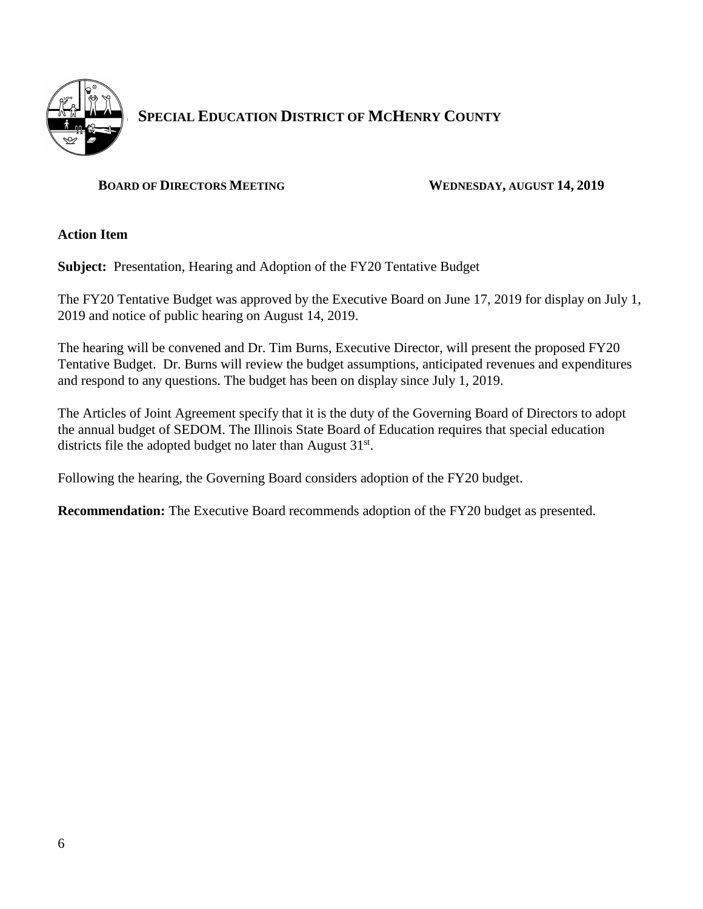# SPECIAL EDUCATION DISTRICT OF MCHENRY COUNTY

**BOARD OF DIRECTORS MEETING** **WEDNESDAY, AUGUST 14, 2019**

**Action Item**

**Subject:** Presentation, Hearing and Adoption of the FY20 Tentative Budget

The FY20 Tentative Budget was approved by the Executive Board on June 17, 2019 for display on July 1, 2019 and notice of public hearing on August 14, 2019.

The hearing will be convened and Dr. Tim Burns, Executive Director, will present the proposed FY20 Tentative Budget. Dr. Burns will review the budget assumptions, anticipated revenues and expenditures and respond to any questions. The budget has been on display since July 1, 2019.

The Articles of Joint Agreement specify that it is the duty of the Governing Board of Directors to adopt the annual budget of SEDOM. The Illinois State Board of Education requires that special education districts file the adopted budget no later than August 31st.

Following the hearing, the Governing Board considers adoption of the FY20 budget.

**Recommendation:** The Executive Board recommends adoption of the FY20 budget as presented.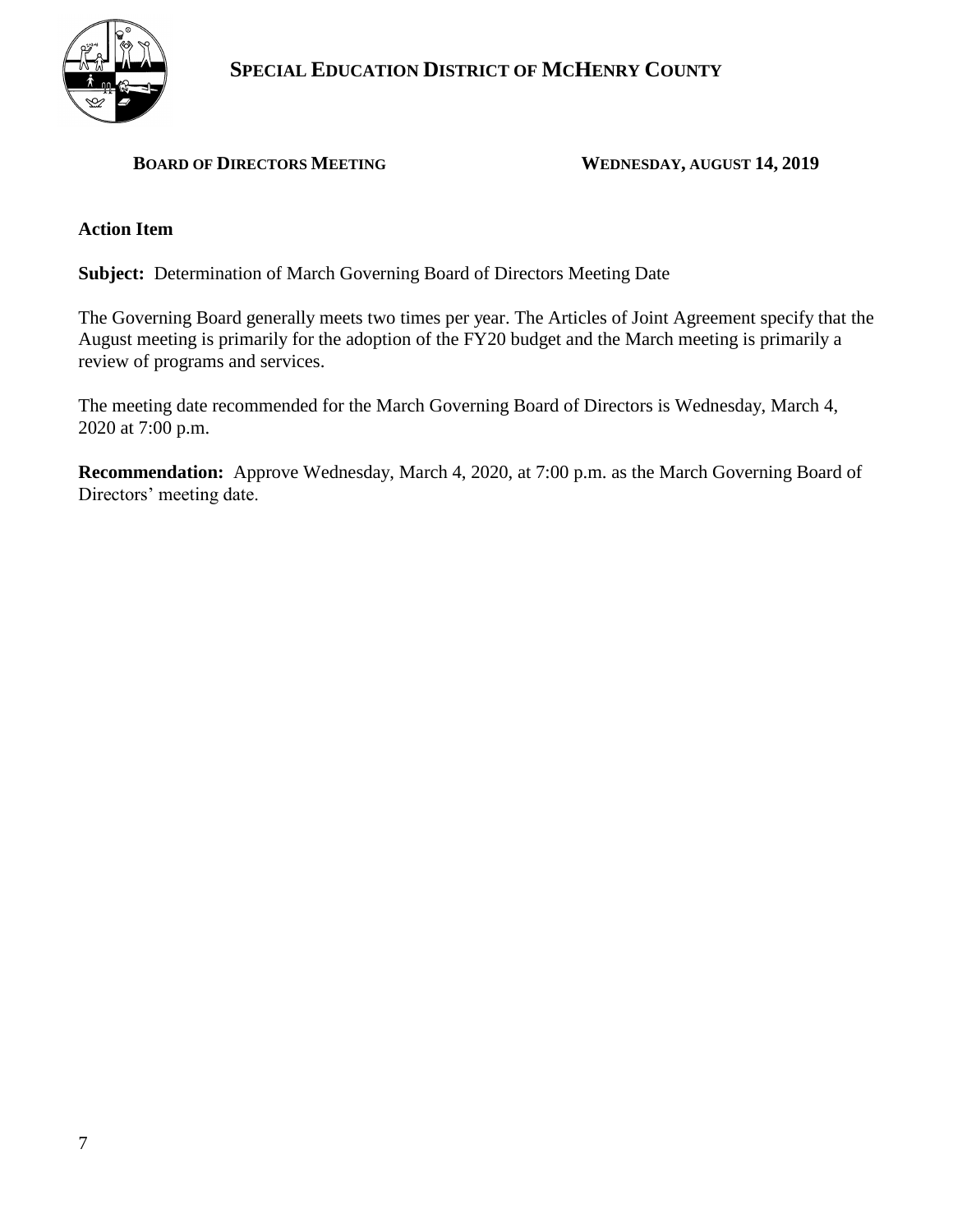# SPECIAL EDUCATION DISTRICT OF MCHENRY COUNTY

**BOARD OF DIRECTORS MEETING** **WEDNESDAY, AUGUST 14, 2019**

**Action Item**

**Subject:** Determination of March Governing Board of Directors Meeting Date

The Governing Board generally meets two times per year. The Articles of Joint Agreement specify that the August meeting is primarily for the adoption of the FY20 budget and the March meeting is primarily a review of programs and services.

The meeting date recommended for the March Governing Board of Directors is Wednesday, March 4, 2020 at 7:00 p.m.

**Recommendation:** Approve Wednesday, March 4, 2020, at 7:00 p.m. as the March Governing Board of Directors' meeting date.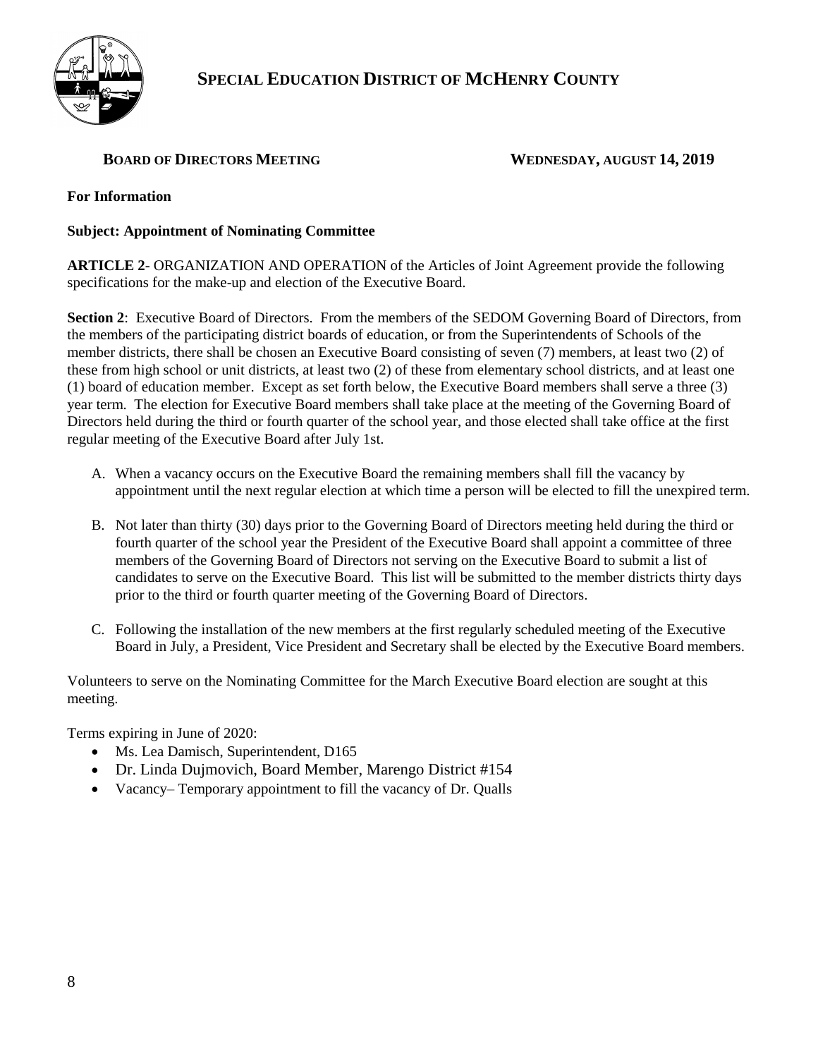# SPECIAL EDUCATION DISTRICT OF MCHENRY COUNTY

**BOARD OF DIRECTORS MEETING** **WEDNESDAY, AUGUST 14, 2019**

**For Information**

**Subject: Appointment of Nominating Committee**

**ARTICLE 2**- ORGANIZATION AND OPERATION of the Articles of Joint Agreement provide the following specifications for the make-up and election of the Executive Board.

**Section 2**: Executive Board of Directors. From the members of the SEDOM Governing Board of Directors, from the members of the participating district boards of education, or from the Superintendents of Schools of the member districts, there shall be chosen an Executive Board consisting of seven (7) members, at least two (2) of these from high school or unit districts, at least two (2) of these from elementary school districts, and at least one (1) board of education member. Except as set forth below, the Executive Board members shall serve a three (3) year term. The election for Executive Board members shall take place at the meeting of the Governing Board of Directors held during the third or fourth quarter of the school year, and those elected shall take office at the first regular meeting of the Executive Board after July 1st.

A. When a vacancy occurs on the Executive Board the remaining members shall fill the vacancy by appointment until the next regular election at which time a person will be elected to fill the unexpired term.

B. Not later than thirty (30) days prior to the Governing Board of Directors meeting held during the third or fourth quarter of the school year the President of the Executive Board shall appoint a committee of three members of the Governing Board of Directors not serving on the Executive Board to submit a list of candidates to serve on the Executive Board. This list will be submitted to the member districts thirty days prior to the third or fourth quarter meeting of the Governing Board of Directors.

C. Following the installation of the new members at the first regularly scheduled meeting of the Executive Board in July, a President, Vice President and Secretary shall be elected by the Executive Board members.

Volunteers to serve on the Nominating Committee for the March Executive Board election are sought at this meeting.

Terms expiring in June of 2020:

- Ms. Lea Damisch, Superintendent, D165
- Dr. Linda Dujmovich, Board Member, Marengo District #154
- Vacancy– Temporary appointment to fill the vacancy of Dr. Qualls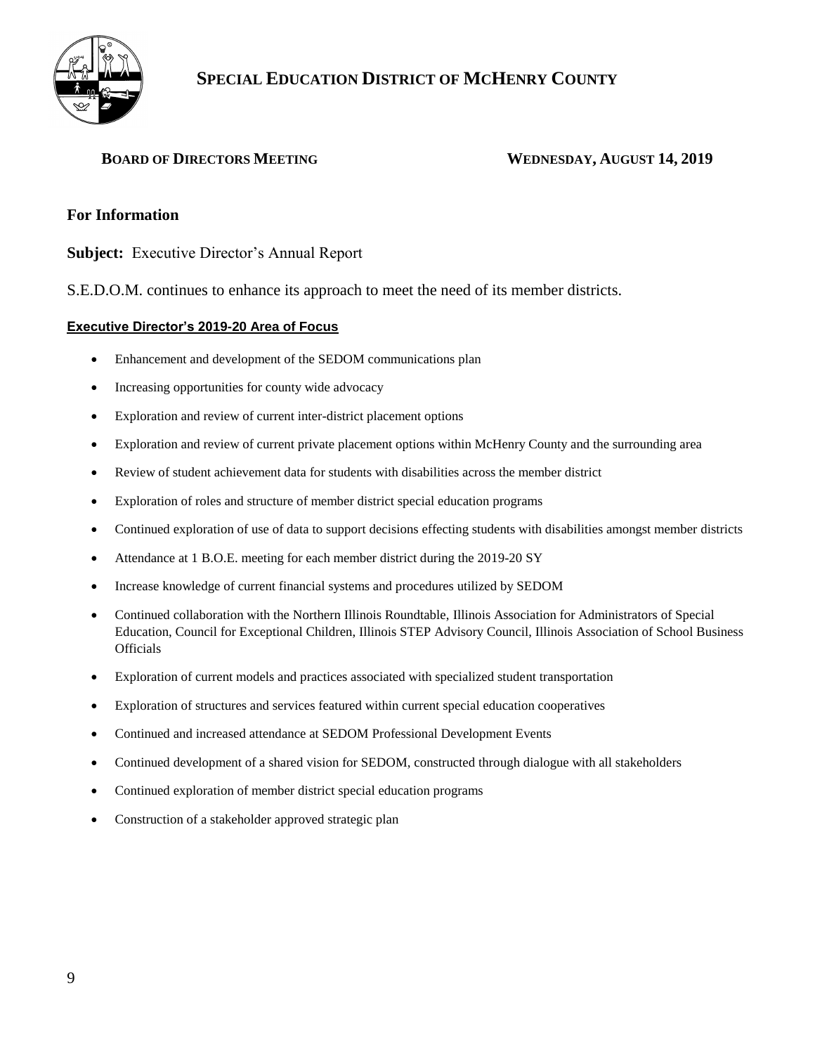# SPECIAL EDUCATION DISTRICT OF MCHENRY COUNTY

**BOARD OF DIRECTORS MEETING** **WEDNESDAY, AUGUST 14, 2019**

## For Information

**Subject:** Executive Director's Annual Report

S.E.D.O.M. continues to enhance its approach to meet the need of its member districts.

**Executive Director's 2019-20 Area of Focus**

- Enhancement and development of the SEDOM communications plan
- Increasing opportunities for county wide advocacy
- Exploration and review of current inter-district placement options
- Exploration and review of current private placement options within McHenry County and the surrounding area
- Review of student achievement data for students with disabilities across the member district
- Exploration of roles and structure of member district special education programs
- Continued exploration of use of data to support decisions effecting students with disabilities amongst member districts
- Attendance at 1 B.O.E. meeting for each member district during the 2019-20 SY
- Increase knowledge of current financial systems and procedures utilized by SEDOM
- Continued collaboration with the Northern Illinois Roundtable, Illinois Association for Administrators of Special Education, Council for Exceptional Children, Illinois STEP Advisory Council, Illinois Association of School Business Officials
- Exploration of current models and practices associated with specialized student transportation
- Exploration of structures and services featured within current special education cooperatives
- Continued and increased attendance at SEDOM Professional Development Events
- Continued development of a shared vision for SEDOM, constructed through dialogue with all stakeholders
- Continued exploration of member district special education programs
- Construction of a stakeholder approved strategic plan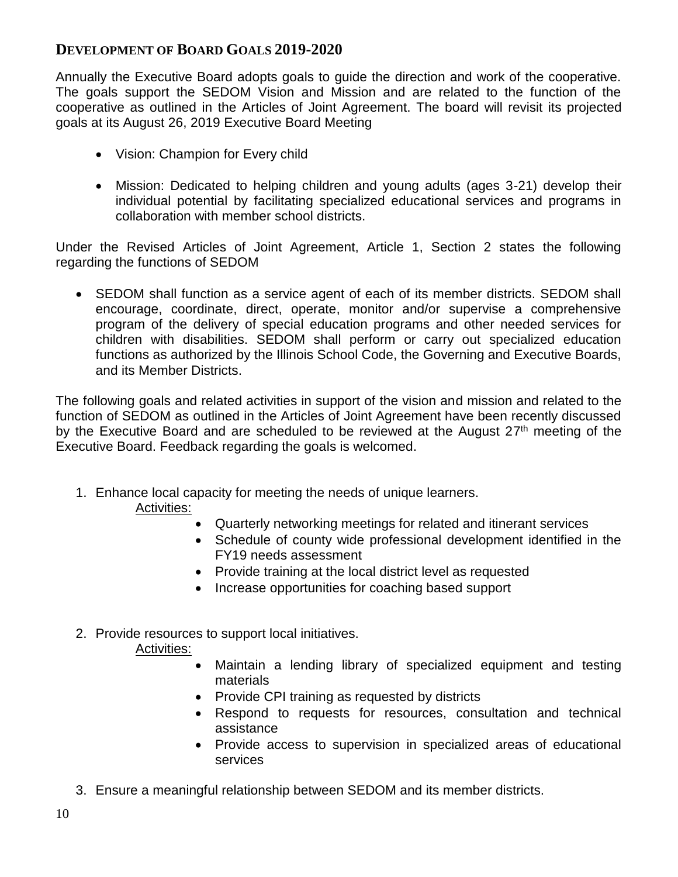## DEVELOPMENT OF BOARD GOALS 2019-2020

Annually the Executive Board adopts goals to guide the direction and work of the cooperative. The goals support the SEDOM Vision and Mission and are related to the function of the cooperative as outlined in the Articles of Joint Agreement. The board will revisit its projected goals at its August 26, 2019 Executive Board Meeting

- Vision: Champion for Every child
- Mission: Dedicated to helping children and young adults (ages 3-21) develop their individual potential by facilitating specialized educational services and programs in collaboration with member school districts.

Under the Revised Articles of Joint Agreement, Article 1, Section 2 states the following regarding the functions of SEDOM

- SEDOM shall function as a service agent of each of its member districts. SEDOM shall encourage, coordinate, direct, operate, monitor and/or supervise a comprehensive program of the delivery of special education programs and other needed services for children with disabilities. SEDOM shall perform or carry out specialized education functions as authorized by the Illinois School Code, the Governing and Executive Boards, and its Member Districts.

The following goals and related activities in support of the vision and mission and related to the function of SEDOM as outlined in the Articles of Joint Agreement have been recently discussed by the Executive Board and are scheduled to be reviewed at the August 27th meeting of the Executive Board. Feedback regarding the goals is welcomed.

1. Enhance local capacity for meeting the needs of unique learners.

   Activities:
   - Quarterly networking meetings for related and itinerant services
   - Schedule of county wide professional development identified in the FY19 needs assessment
   - Provide training at the local district level as requested
   - Increase opportunities for coaching based support

2. Provide resources to support local initiatives.

   Activities:
   - Maintain a lending library of specialized equipment and testing materials
   - Provide CPI training as requested by districts
   - Respond to requests for resources, consultation and technical assistance
   - Provide access to supervision in specialized areas of educational services

3. Ensure a meaningful relationship between SEDOM and its member districts.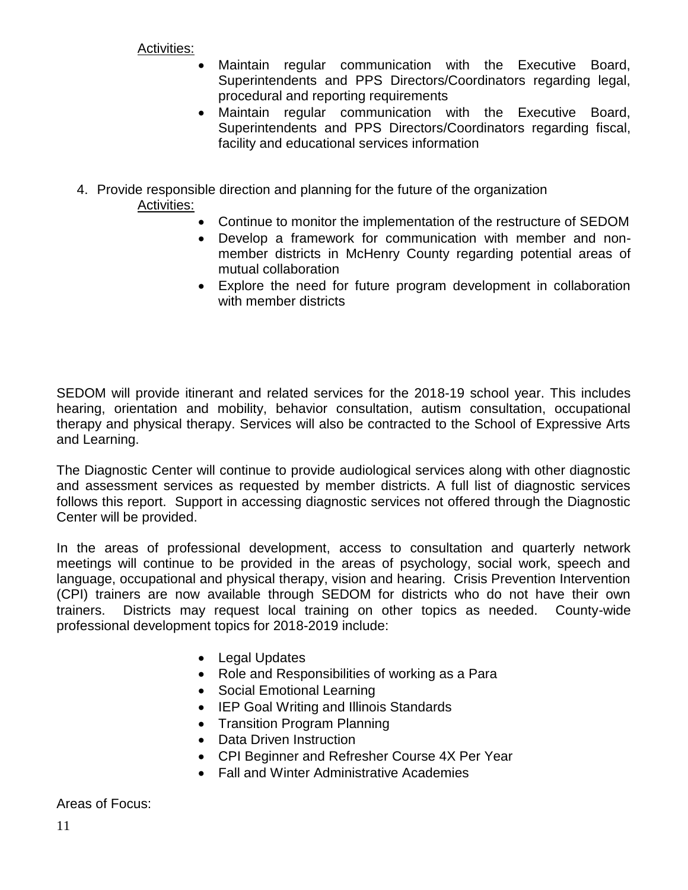Activities:

- Maintain regular communication with the Executive Board, Superintendents and PPS Directors/Coordinators regarding legal, procedural and reporting requirements
- Maintain regular communication with the Executive Board, Superintendents and PPS Directors/Coordinators regarding fiscal, facility and educational services information

4. Provide responsible direction and planning for the future of the organization

   Activities:

   - Continue to monitor the implementation of the restructure of SEDOM
   - Develop a framework for communication with member and non-member districts in McHenry County regarding potential areas of mutual collaboration
   - Explore the need for future program development in collaboration with member districts

SEDOM will provide itinerant and related services for the 2018-19 school year. This includes hearing, orientation and mobility, behavior consultation, autism consultation, occupational therapy and physical therapy. Services will also be contracted to the School of Expressive Arts and Learning.

The Diagnostic Center will continue to provide audiological services along with other diagnostic and assessment services as requested by member districts. A full list of diagnostic services follows this report. Support in accessing diagnostic services not offered through the Diagnostic Center will be provided.

In the areas of professional development, access to consultation and quarterly network meetings will continue to be provided in the areas of psychology, social work, speech and language, occupational and physical therapy, vision and hearing. Crisis Prevention Intervention (CPI) trainers are now available through SEDOM for districts who do not have their own trainers. Districts may request local training on other topics as needed. County-wide professional development topics for 2018-2019 include:

- Legal Updates
- Role and Responsibilities of working as a Para
- Social Emotional Learning
- IEP Goal Writing and Illinois Standards
- Transition Program Planning
- Data Driven Instruction
- CPI Beginner and Refresher Course 4X Per Year
- Fall and Winter Administrative Academies

Areas of Focus: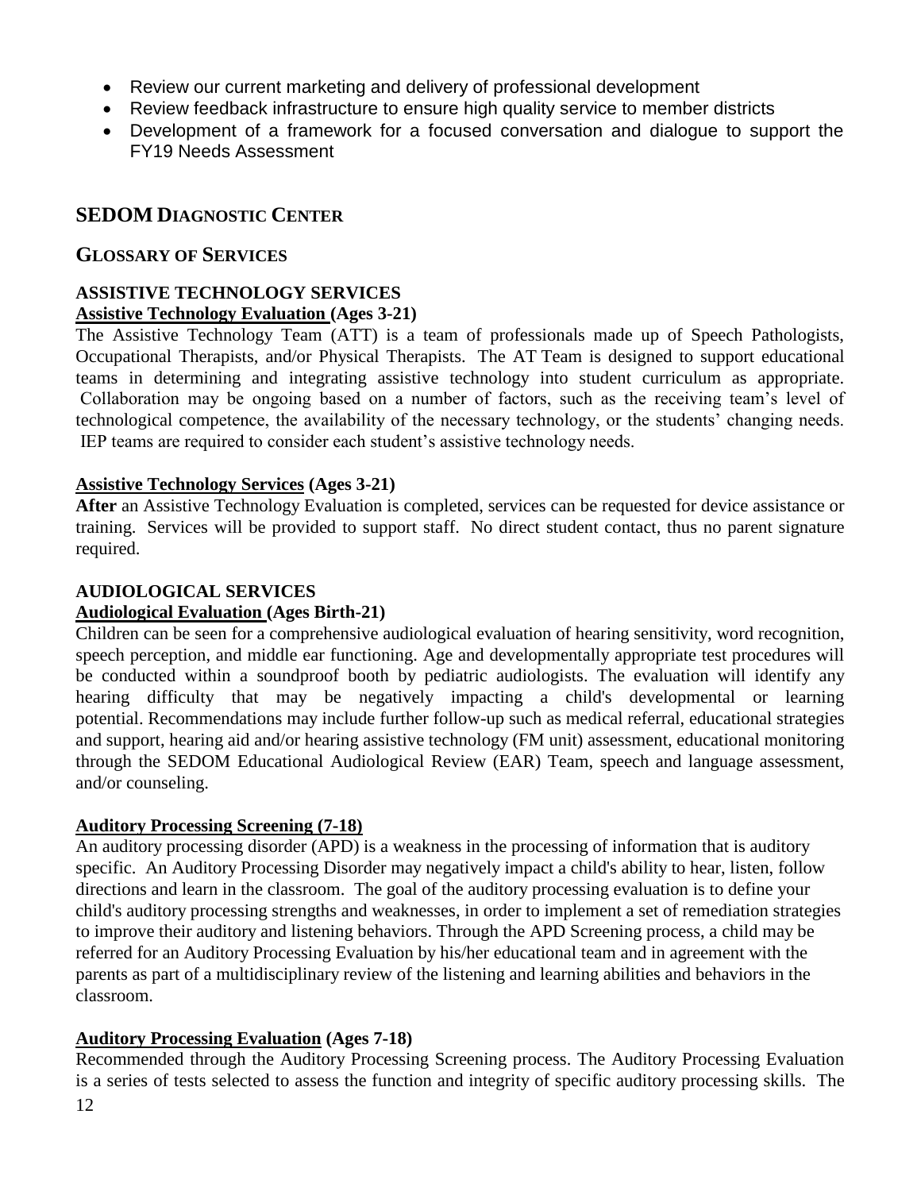- Review our current marketing and delivery of professional development
- Review feedback infrastructure to ensure high quality service to member districts
- Development of a framework for a focused conversation and dialogue to support the FY19 Needs Assessment

## SEDOM DIAGNOSTIC CENTER

## GLOSSARY OF SERVICES

### ASSISTIVE TECHNOLOGY SERVICES

**Assistive Technology Evaluation (Ages 3-21)**

The Assistive Technology Team (ATT) is a team of professionals made up of Speech Pathologists, Occupational Therapists, and/or Physical Therapists. The AT Team is designed to support educational teams in determining and integrating assistive technology into student curriculum as appropriate. Collaboration may be ongoing based on a number of factors, such as the receiving team's level of technological competence, the availability of the necessary technology, or the students' changing needs. IEP teams are required to consider each student's assistive technology needs.

**Assistive Technology Services (Ages 3-21)**

**After** an Assistive Technology Evaluation is completed, services can be requested for device assistance or training. Services will be provided to support staff. No direct student contact, thus no parent signature required.

### AUDIOLOGICAL SERVICES

**Audiological Evaluation (Ages Birth-21)**

Children can be seen for a comprehensive audiological evaluation of hearing sensitivity, word recognition, speech perception, and middle ear functioning. Age and developmentally appropriate test procedures will be conducted within a soundproof booth by pediatric audiologists. The evaluation will identify any hearing difficulty that may be negatively impacting a child's developmental or learning potential. Recommendations may include further follow-up such as medical referral, educational strategies and support, hearing aid and/or hearing assistive technology (FM unit) assessment, educational monitoring through the SEDOM Educational Audiological Review (EAR) Team, speech and language assessment, and/or counseling.

**Auditory Processing Screening (7-18)**

An auditory processing disorder (APD) is a weakness in the processing of information that is auditory specific. An Auditory Processing Disorder may negatively impact a child's ability to hear, listen, follow directions and learn in the classroom. The goal of the auditory processing evaluation is to define your child's auditory processing strengths and weaknesses, in order to implement a set of remediation strategies to improve their auditory and listening behaviors. Through the APD Screening process, a child may be referred for an Auditory Processing Evaluation by his/her educational team and in agreement with the parents as part of a multidisciplinary review of the listening and learning abilities and behaviors in the classroom.

**Auditory Processing Evaluation (Ages 7-18)**

Recommended through the Auditory Processing Screening process. The Auditory Processing Evaluation is a series of tests selected to assess the function and integrity of specific auditory processing skills. The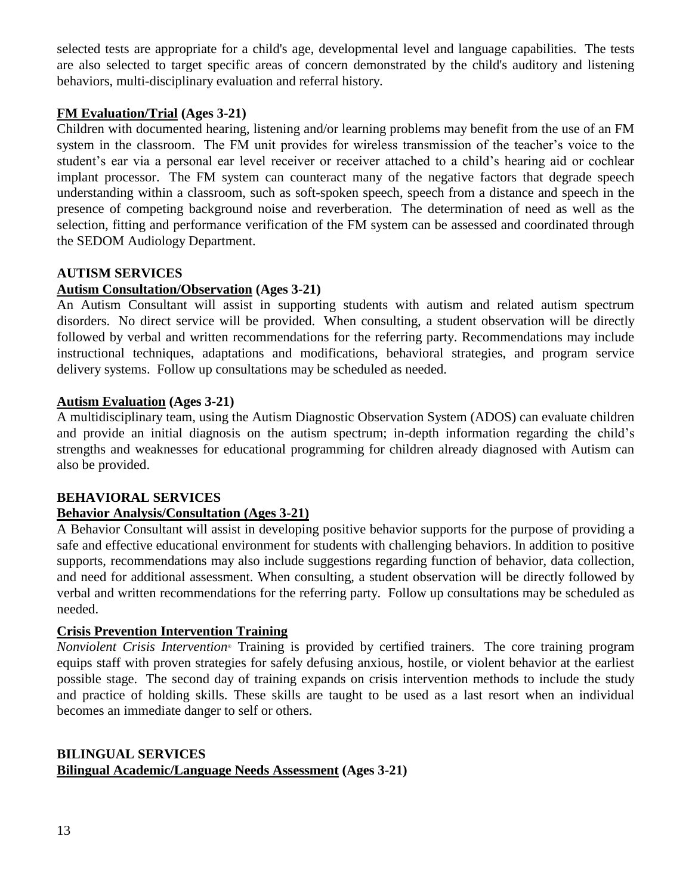selected tests are appropriate for a child's age, developmental level and language capabilities. The tests are also selected to target specific areas of concern demonstrated by the child's auditory and listening behaviors, multi-disciplinary evaluation and referral history.

**FM Evaluation/Trial (Ages 3-21)**

Children with documented hearing, listening and/or learning problems may benefit from the use of an FM system in the classroom. The FM unit provides for wireless transmission of the teacher's voice to the student's ear via a personal ear level receiver or receiver attached to a child's hearing aid or cochlear implant processor. The FM system can counteract many of the negative factors that degrade speech understanding within a classroom, such as soft-spoken speech, speech from a distance and speech in the presence of competing background noise and reverberation. The determination of need as well as the selection, fitting and performance verification of the FM system can be assessed and coordinated through the SEDOM Audiology Department.

## AUTISM SERVICES

**Autism Consultation/Observation (Ages 3-21)**

An Autism Consultant will assist in supporting students with autism and related autism spectrum disorders. No direct service will be provided. When consulting, a student observation will be directly followed by verbal and written recommendations for the referring party. Recommendations may include instructional techniques, adaptations and modifications, behavioral strategies, and program service delivery systems. Follow up consultations may be scheduled as needed.

**Autism Evaluation (Ages 3-21)**

A multidisciplinary team, using the Autism Diagnostic Observation System (ADOS) can evaluate children and provide an initial diagnosis on the autism spectrum; in-depth information regarding the child's strengths and weaknesses for educational programming for children already diagnosed with Autism can also be provided.

## BEHAVIORAL SERVICES

**Behavior Analysis/Consultation (Ages 3-21)**

A Behavior Consultant will assist in developing positive behavior supports for the purpose of providing a safe and effective educational environment for students with challenging behaviors. In addition to positive supports, recommendations may also include suggestions regarding function of behavior, data collection, and need for additional assessment. When consulting, a student observation will be directly followed by verbal and written recommendations for the referring party. Follow up consultations may be scheduled as needed.

**Crisis Prevention Intervention Training**

*Nonviolent Crisis Intervention®* Training is provided by certified trainers. The core training program equips staff with proven strategies for safely defusing anxious, hostile, or violent behavior at the earliest possible stage. The second day of training expands on crisis intervention methods to include the study and practice of holding skills. These skills are taught to be used as a last resort when an individual becomes an immediate danger to self or others.

## BILINGUAL SERVICES

**Bilingual Academic/Language Needs Assessment (Ages 3-21)**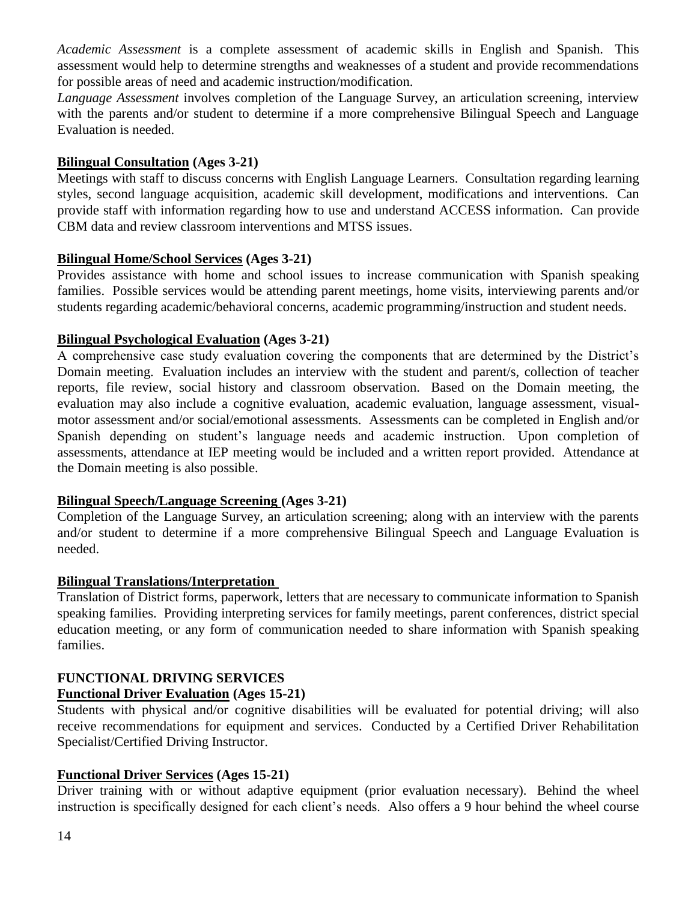*Academic Assessment* is a complete assessment of academic skills in English and Spanish. This assessment would help to determine strengths and weaknesses of a student and provide recommendations for possible areas of need and academic instruction/modification.

*Language Assessment* involves completion of the Language Survey, an articulation screening, interview with the parents and/or student to determine if a more comprehensive Bilingual Speech and Language Evaluation is needed.

**Bilingual Consultation (Ages 3-21)**

Meetings with staff to discuss concerns with English Language Learners. Consultation regarding learning styles, second language acquisition, academic skill development, modifications and interventions. Can provide staff with information regarding how to use and understand ACCESS information. Can provide CBM data and review classroom interventions and MTSS issues.

**Bilingual Home/School Services (Ages 3-21)**

Provides assistance with home and school issues to increase communication with Spanish speaking families. Possible services would be attending parent meetings, home visits, interviewing parents and/or students regarding academic/behavioral concerns, academic programming/instruction and student needs.

**Bilingual Psychological Evaluation (Ages 3-21)**

A comprehensive case study evaluation covering the components that are determined by the District's Domain meeting. Evaluation includes an interview with the student and parent/s, collection of teacher reports, file review, social history and classroom observation. Based on the Domain meeting, the evaluation may also include a cognitive evaluation, academic evaluation, language assessment, visual-motor assessment and/or social/emotional assessments. Assessments can be completed in English and/or Spanish depending on student's language needs and academic instruction. Upon completion of assessments, attendance at IEP meeting would be included and a written report provided. Attendance at the Domain meeting is also possible.

**Bilingual Speech/Language Screening (Ages 3-21)**

Completion of the Language Survey, an articulation screening; along with an interview with the parents and/or student to determine if a more comprehensive Bilingual Speech and Language Evaluation is needed.

**Bilingual Translations/Interpretation**

Translation of District forms, paperwork, letters that are necessary to communicate information to Spanish speaking families. Providing interpreting services for family meetings, parent conferences, district special education meeting, or any form of communication needed to share information with Spanish speaking families.

## FUNCTIONAL DRIVING SERVICES

**Functional Driver Evaluation (Ages 15-21)**

Students with physical and/or cognitive disabilities will be evaluated for potential driving; will also receive recommendations for equipment and services. Conducted by a Certified Driver Rehabilitation Specialist/Certified Driving Instructor.

**Functional Driver Services (Ages 15-21)**

Driver training with or without adaptive equipment (prior evaluation necessary). Behind the wheel instruction is specifically designed for each client's needs. Also offers a 9 hour behind the wheel course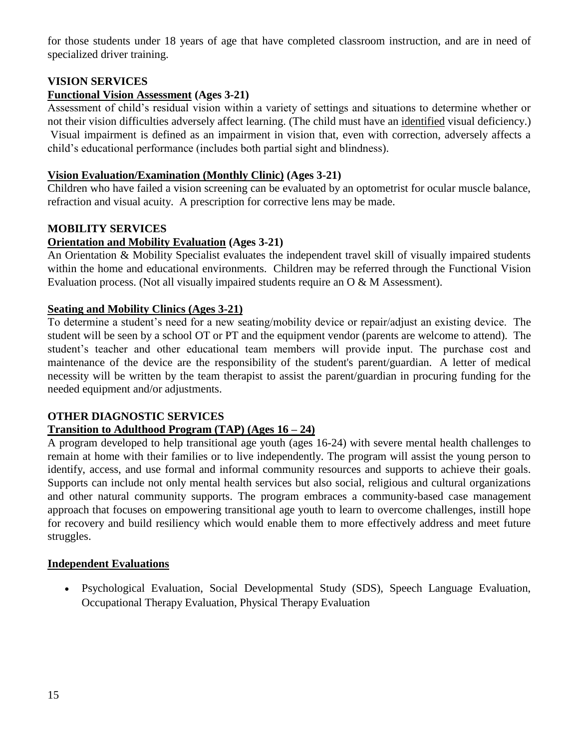for those students under 18 years of age that have completed classroom instruction, and are in need of specialized driver training.

## VISION SERVICES

### Functional Vision Assessment (Ages 3-21)

Assessment of child's residual vision within a variety of settings and situations to determine whether or not their vision difficulties adversely affect learning. (The child must have an identified visual deficiency.) Visual impairment is defined as an impairment in vision that, even with correction, adversely affects a child's educational performance (includes both partial sight and blindness).

### Vision Evaluation/Examination (Monthly Clinic) (Ages 3-21)

Children who have failed a vision screening can be evaluated by an optometrist for ocular muscle balance, refraction and visual acuity. A prescription for corrective lens may be made.

## MOBILITY SERVICES

### Orientation and Mobility Evaluation (Ages 3-21)

An Orientation & Mobility Specialist evaluates the independent travel skill of visually impaired students within the home and educational environments. Children may be referred through the Functional Vision Evaluation process. (Not all visually impaired students require an O & M Assessment).

### Seating and Mobility Clinics (Ages 3-21)

To determine a student's need for a new seating/mobility device or repair/adjust an existing device. The student will be seen by a school OT or PT and the equipment vendor (parents are welcome to attend). The student's teacher and other educational team members will provide input. The purchase cost and maintenance of the device are the responsibility of the student's parent/guardian. A letter of medical necessity will be written by the team therapist to assist the parent/guardian in procuring funding for the needed equipment and/or adjustments.

## OTHER DIAGNOSTIC SERVICES

### Transition to Adulthood Program (TAP) (Ages 16 – 24)

A program developed to help transitional age youth (ages 16-24) with severe mental health challenges to remain at home with their families or to live independently. The program will assist the young person to identify, access, and use formal and informal community resources and supports to achieve their goals. Supports can include not only mental health services but also social, religious and cultural organizations and other natural community supports. The program embraces a community-based case management approach that focuses on empowering transitional age youth to learn to overcome challenges, instill hope for recovery and build resiliency which would enable them to more effectively address and meet future struggles.

### Independent Evaluations

- Psychological Evaluation, Social Developmental Study (SDS), Speech Language Evaluation, Occupational Therapy Evaluation, Physical Therapy Evaluation